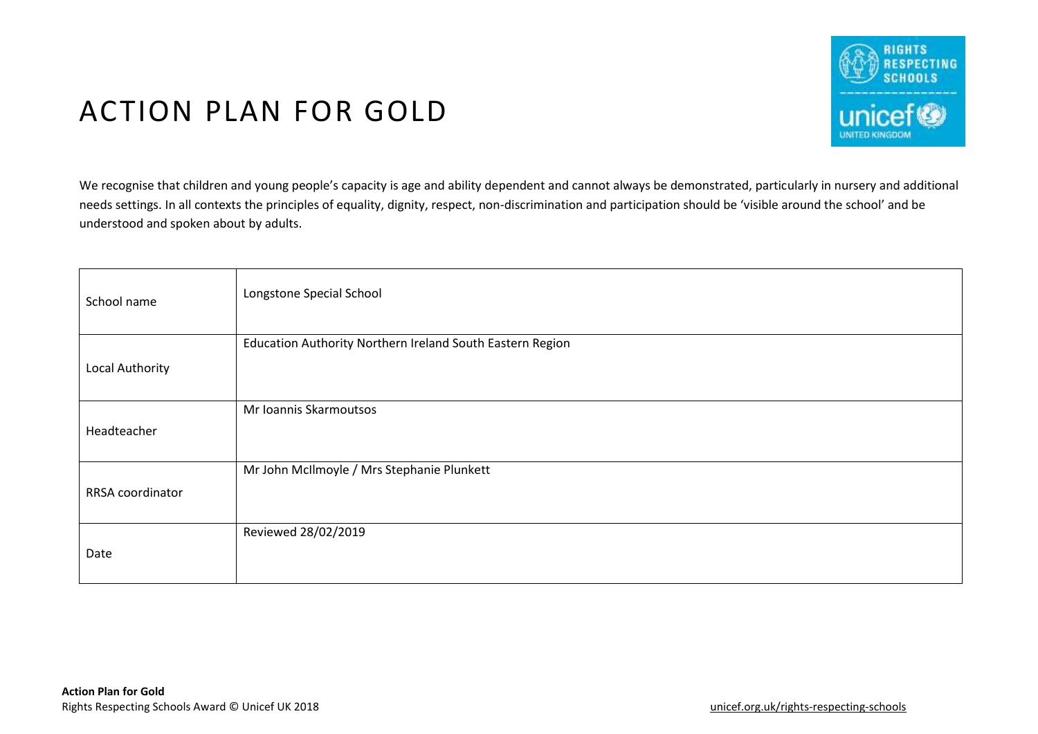# ACTION PLAN FOR GOLD

We recognise that children and young people's capacity is age and ability dependent and cannot always be demonstrated, particularly in nursery and additional needs settings. In all contexts the principles of equality, dignity, respect, non-discrimination and participation should be 'visible around the school' and be understood and spoken about by adults.

| | |
|---|---|
| School name | Longstone Special School |
| Local Authority | Education Authority Northern Ireland South Eastern Region |
| Headteacher | Mr Ioannis Skarmoutsos |
| RRSA coordinator | Mr John McIlmoyle / Mrs Stephanie Plunkett |
| Date | Reviewed 28/02/2019 |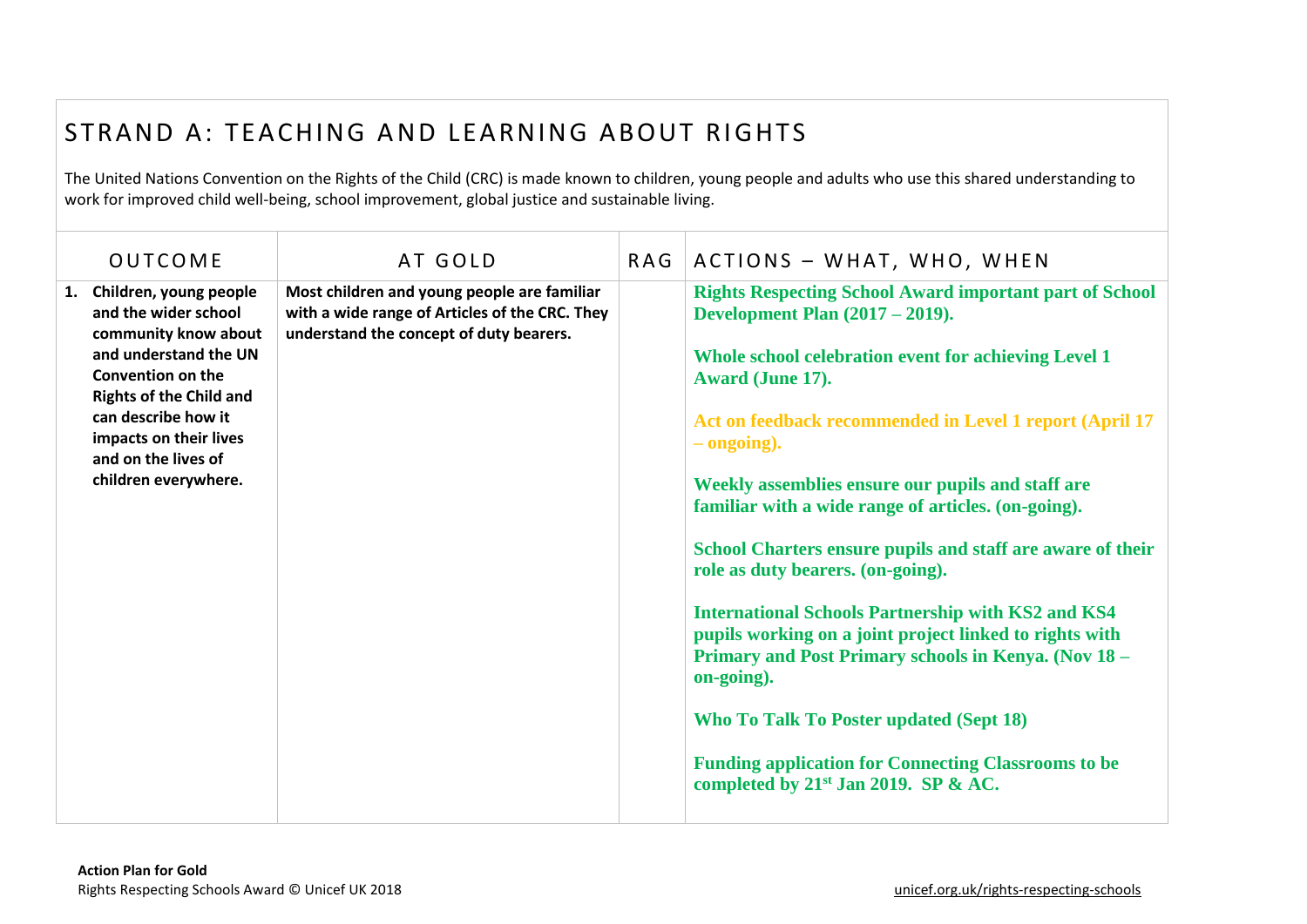# STRAND A: TEACHING AND LEARNING ABOUT RIGHTS

The United Nations Convention on the Rights of the Child (CRC) is made known to children, young people and adults who use this shared understanding to work for improved child well-being, school improvement, global justice and sustainable living.

| OUTCOME | AT GOLD | RAG | ACTIONS – WHAT, WHO, WHEN |
|---|---|---|---|
| **1. Children, young people and the wider school community know about and understand the UN Convention on the Rights of the Child and can describe how it impacts on their lives and on the lives of children everywhere.** | **Most children and young people are familiar with a wide range of Articles of the CRC. They understand the concept of duty bearers.** | | **Rights Respecting School Award important part of School Development Plan (2017 – 2019).**<br><br>**Whole school celebration event for achieving Level 1 Award (June 17).**<br><br>**Act on feedback recommended in Level 1 report (April 17 – ongoing).**<br><br>**Weekly assemblies ensure our pupils and staff are familiar with a wide range of articles. (on-going).**<br><br>**School Charters ensure pupils and staff are aware of their role as duty bearers. (on-going).**<br><br>**International Schools Partnership with KS2 and KS4 pupils working on a joint project linked to rights with Primary and Post Primary schools in Kenya. (Nov 18 – on-going).**<br><br>**Who To Talk To Poster updated (Sept 18)**<br><br>**Funding application for Connecting Classrooms to be completed by 21st Jan 2019. SP & AC.** |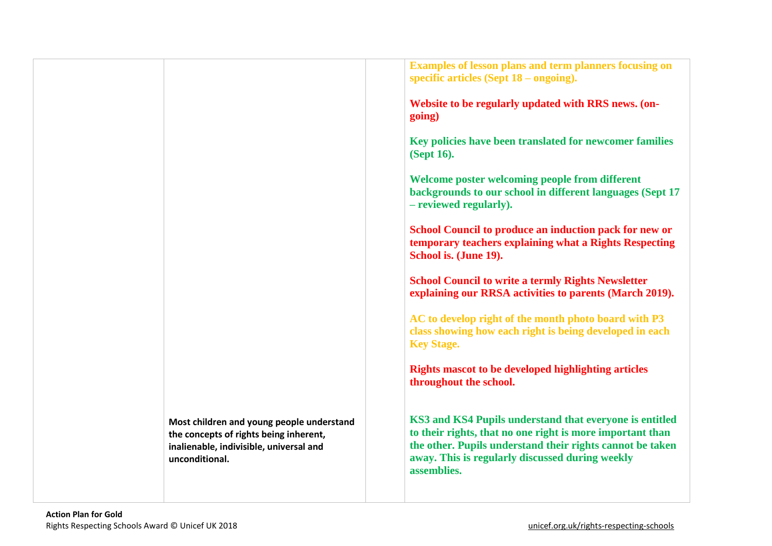| | | | |
|---|---|---|---|
| | | | **Examples of lesson plans and term planners focusing on specific articles (Sept 18 – ongoing).**<br><br>**Website to be regularly updated with RRS news. (on-going)**<br><br>**Key policies have been translated for newcomer families (Sept 16).**<br><br>**Welcome poster welcoming people from different backgrounds to our school in different languages (Sept 17 – reviewed regularly).**<br><br>**School Council to produce an induction pack for new or temporary teachers explaining what a Rights Respecting School is. (June 19).**<br><br>**School Council to write a termly Rights Newsletter explaining our RRSA activities to parents (March 2019).**<br><br>**AC to develop right of the month photo board with P3 class showing how each right is being developed in each Key Stage.**<br><br>**Rights mascot to be developed highlighting articles throughout the school.** |
| | **Most children and young people understand the concepts of rights being inherent, inalienable, indivisible, universal and unconditional.** | | **KS3 and KS4 Pupils understand that everyone is entitled to their rights, that no one right is more important than the other. Pupils understand their rights cannot be taken away. This is regularly discussed during weekly assemblies.** |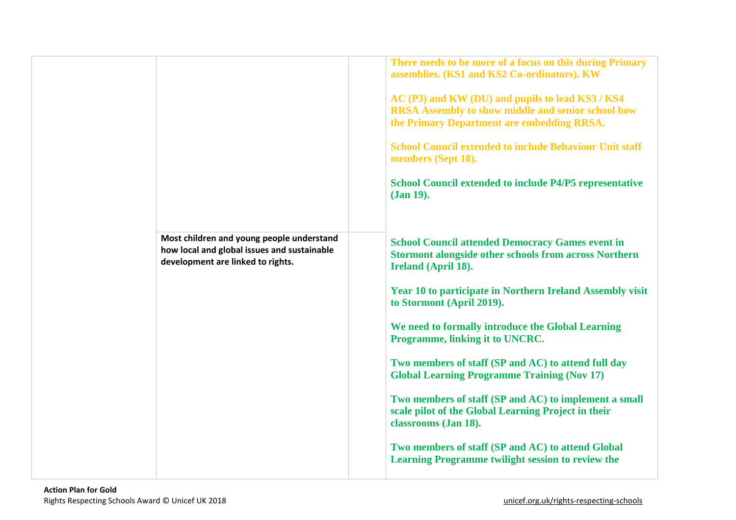| | | | |
|---|---|---|---|
| | | | **There needs to be more of a focus on this during Primary assemblies. (KS1 and KS2 Co-ordinators). KW**<br><br>**AC (P3) and KW (DU) and pupils to lead KS3 / KS4 RRSA Assembly to show middle and senior school how the Primary Department are embedding RRSA.**<br><br>**School Council extended to include Behaviour Unit staff members (Sept 18).**<br><br>**School Council extended to include P4/P5 representative (Jan 19).** |
| | **Most children and young people understand how local and global issues and sustainable development are linked to rights.** | | **School Council attended Democracy Games event in Stormont alongside other schools from across Northern Ireland (April 18).**<br><br>**Year 10 to participate in Northern Ireland Assembly visit to Stormont (April 2019).**<br><br>**We need to formally introduce the Global Learning Programme, linking it to UNCRC.**<br><br>**Two members of staff (SP and AC) to attend full day Global Learning Programme Training (Nov 17)**<br><br>**Two members of staff (SP and AC) to implement a small scale pilot of the Global Learning Project in their classrooms (Jan 18).**<br><br>**Two members of staff (SP and AC) to attend Global Learning Programme twilight session to review the** |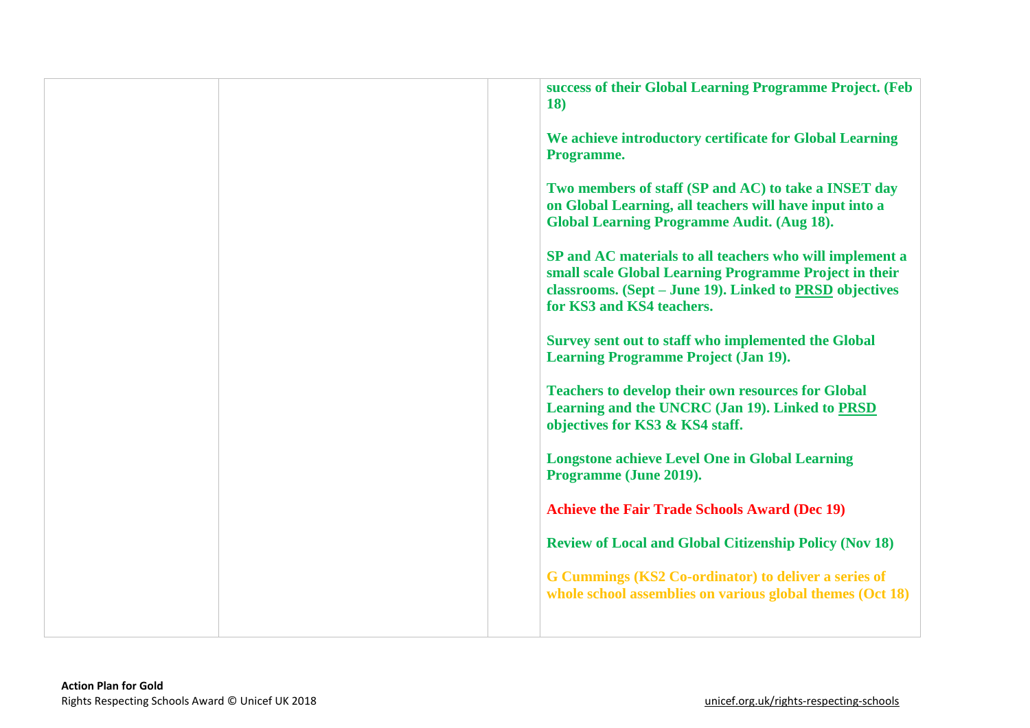|  |  |  | success of their Global Learning Programme Project. (Feb 18)<br><br>We achieve introductory certificate for Global Learning Programme.<br><br>Two members of staff (SP and AC) to take a INSET day on Global Learning, all teachers will have input into a Global Learning Programme Audit. (Aug 18).<br><br>SP and AC materials to all teachers who will implement a small scale Global Learning Programme Project in their classrooms. (Sept – June 19). Linked to PRSD objectives for KS3 and KS4 teachers.<br><br>Survey sent out to staff who implemented the Global Learning Programme Project (Jan 19).<br><br>Teachers to develop their own resources for Global Learning and the UNCRC (Jan 19). Linked to PRSD objectives for KS3 & KS4 staff.<br><br>Longstone achieve Level One in Global Learning Programme (June 2019).<br><br>Achieve the Fair Trade Schools Award (Dec 19)<br><br>Review of Local and Global Citizenship Policy (Nov 18)<br><br>G Cummings (KS2 Co-ordinator) to deliver a series of whole school assemblies on various global themes (Oct 18) |
|---|---|---|---|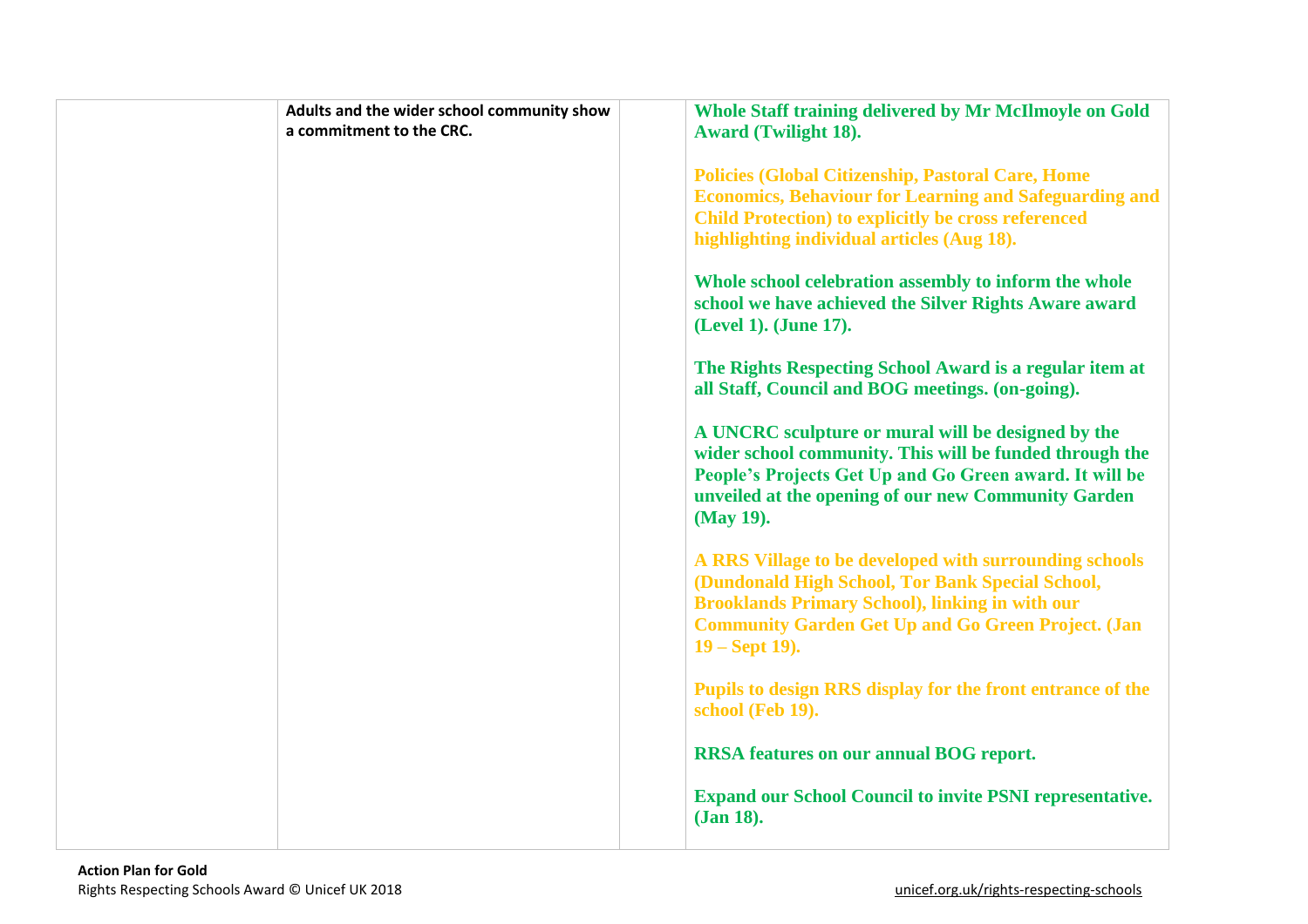| | | | |
|---|---|---|---|
| | **Adults and the wider school community show a commitment to the CRC.** | | **Whole Staff training delivered by Mr McIlmoyle on Gold Award (Twilight 18).**<br><br>**Policies (Global Citizenship, Pastoral Care, Home Economics, Behaviour for Learning and Safeguarding and Child Protection) to explicitly be cross referenced highlighting individual articles (Aug 18).**<br><br>**Whole school celebration assembly to inform the whole school we have achieved the Silver Rights Aware award (Level 1). (June 17).**<br><br>**The Rights Respecting School Award is a regular item at all Staff, Council and BOG meetings. (on-going).**<br><br>**A UNCRC sculpture or mural will be designed by the wider school community. This will be funded through the People's Projects Get Up and Go Green award. It will be unveiled at the opening of our new Community Garden (May 19).**<br><br>**A RRS Village to be developed with surrounding schools (Dundonald High School, Tor Bank Special School, Brooklands Primary School), linking in with our Community Garden Get Up and Go Green Project. (Jan 19 – Sept 19).**<br><br>**Pupils to design RRS display for the front entrance of the school (Feb 19).**<br><br>**RRSA features on our annual BOG report.**<br><br>**Expand our School Council to invite PSNI representative. (Jan 18).** |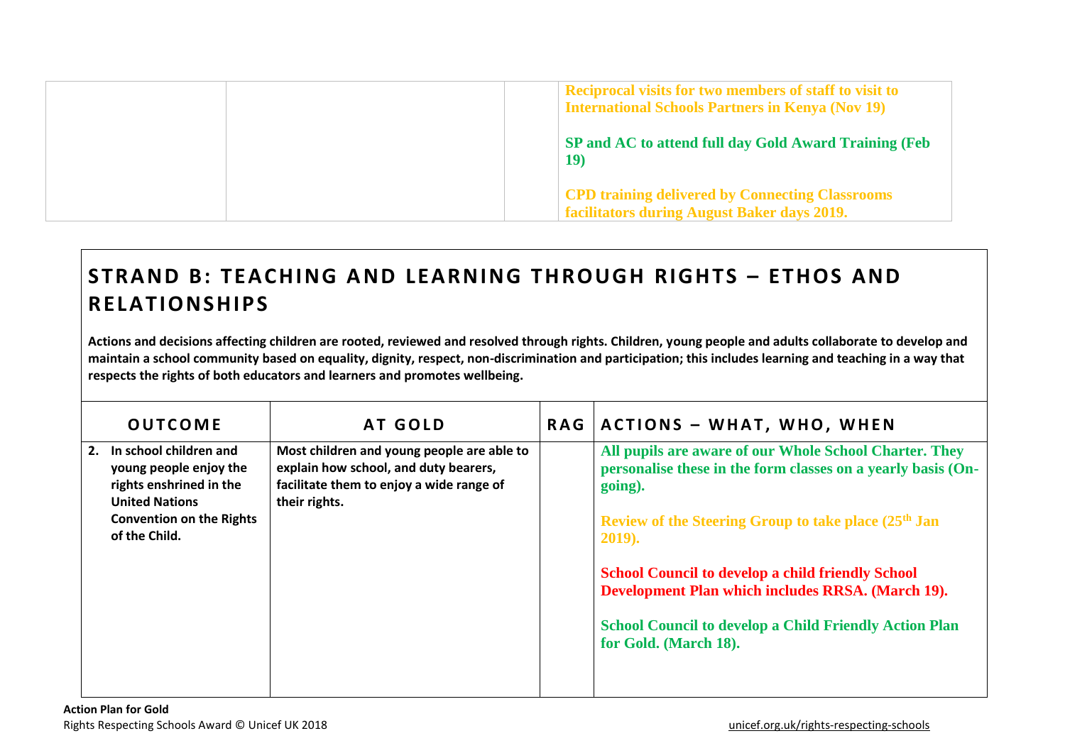| | | | |
|---|---|---|---|
| | | | Reciprocal visits for two members of staff to visit to International Schools Partners in Kenya (Nov 19)<br><br>SP and AC to attend full day Gold Award Training (Feb 19)<br><br>CPD training delivered by Connecting Classrooms facilitators during August Baker days 2019. |

## STRAND B: TEACHING AND LEARNING THROUGH RIGHTS – ETHOS AND RELATIONSHIPS

**Actions and decisions affecting children are rooted, reviewed and resolved through rights. Children, young people and adults collaborate to develop and maintain a school community based on equality, dignity, respect, non-discrimination and participation; this includes learning and teaching in a way that respects the rights of both educators and learners and promotes wellbeing.**

| OUTCOME | AT GOLD | RAG | ACTIONS – WHAT, WHO, WHEN |
|---|---|---|---|
| **2. In school children and young people enjoy the rights enshrined in the United Nations Convention on the Rights of the Child.** | **Most children and young people are able to explain how school, and duty bearers, facilitate them to enjoy a wide range of their rights.** | | All pupils are aware of our Whole School Charter. They personalise these in the form classes on a yearly basis (On-going).<br><br>Review of the Steering Group to take place (25th Jan 2019).<br><br>School Council to develop a child friendly School Development Plan which includes RRSA. (March 19).<br><br>School Council to develop a Child Friendly Action Plan for Gold. (March 18). |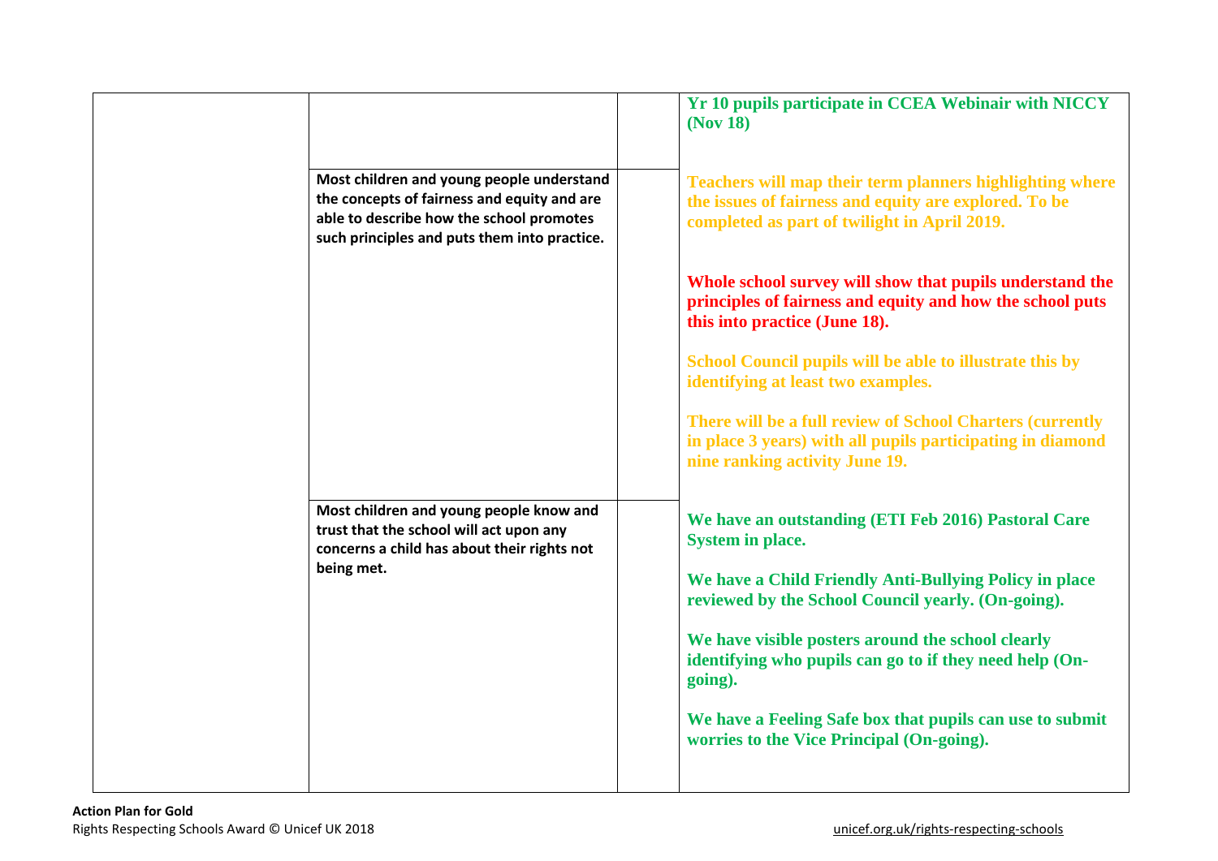| | | | |
|---|---|---|---|
| | | | **Yr 10 pupils participate in CCEA Webinair with NICCY (Nov 18)** |
| | **Most children and young people understand the concepts of fairness and equity and are able to describe how the school promotes such principles and puts them into practice.** | | **Teachers will map their term planners highlighting where the issues of fairness and equity are explored. To be completed as part of twilight in April 2019.**<br><br>**Whole school survey will show that pupils understand the principles of fairness and equity and how the school puts this into practice (June 18).**<br><br>**School Council pupils will be able to illustrate this by identifying at least two examples.**<br><br>**There will be a full review of School Charters (currently in place 3 years) with all pupils participating in diamond nine ranking activity June 19.** |
| | **Most children and young people know and trust that the school will act upon any concerns a child has about their rights not being met.** | | **We have an outstanding (ETI Feb 2016) Pastoral Care System in place.**<br><br>**We have a Child Friendly Anti-Bullying Policy in place reviewed by the School Council yearly. (On-going).**<br><br>**We have visible posters around the school clearly identifying who pupils can go to if they need help (On-going).**<br><br>**We have a Feeling Safe box that pupils can use to submit worries to the Vice Principal (On-going).** |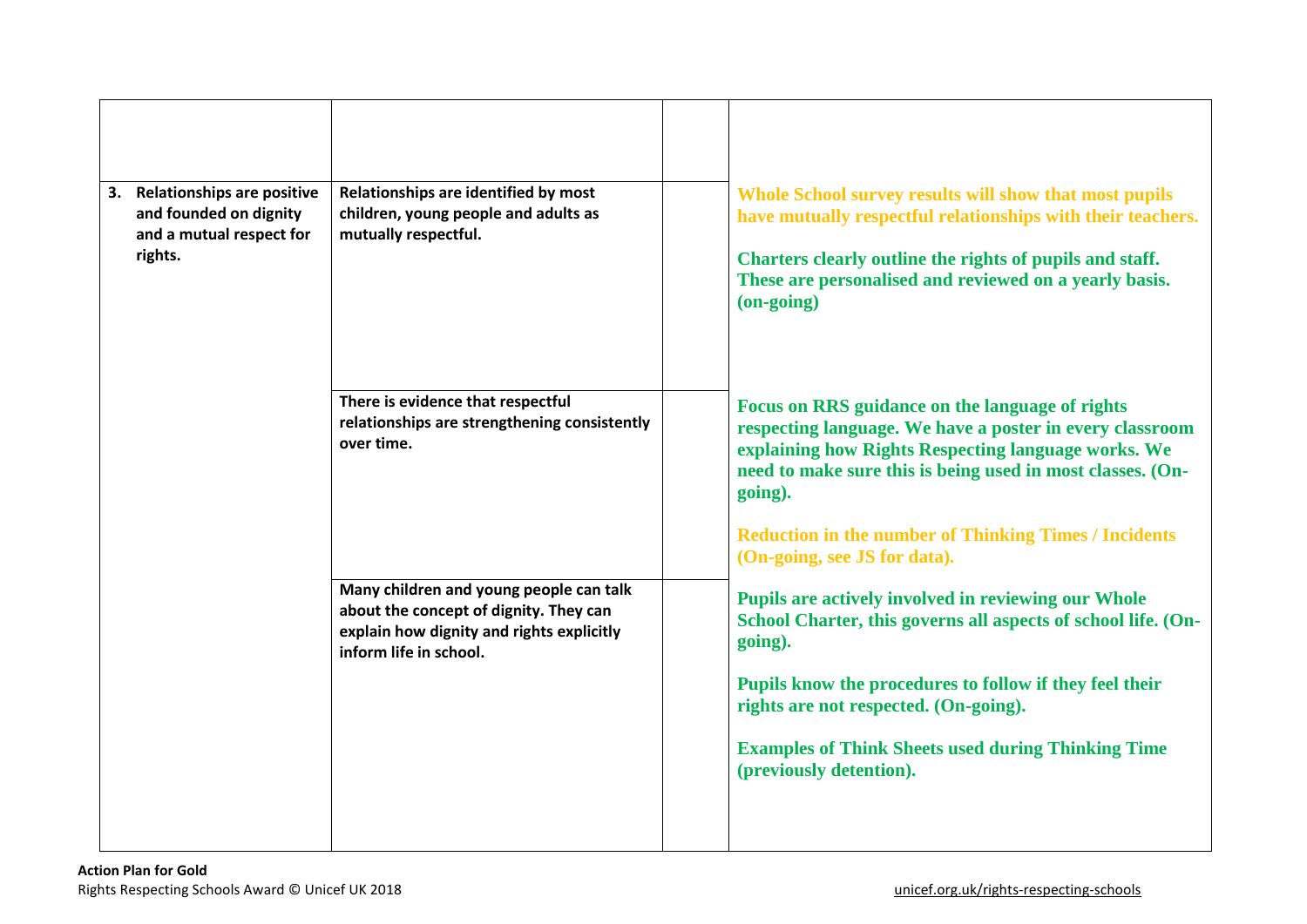| | | | |
|---|---|---|---|
| | | | |
| **3. Relationships are positive and founded on dignity and a mutual respect for rights.** | **Relationships are identified by most children, young people and adults as mutually respectful.** | | **Whole School survey results will show that most pupils have mutually respectful relationships with their teachers.**<br><br>**Charters clearly outline the rights of pupils and staff. These are personalised and reviewed on a yearly basis. (on-going)** |
| | **There is evidence that respectful relationships are strengthening consistently over time.** | | **Focus on RRS guidance on the language of rights respecting language. We have a poster in every classroom explaining how Rights Respecting language works. We need to make sure this is being used in most classes. (On-going).**<br><br>**Reduction in the number of Thinking Times / Incidents (On-going, see JS for data).** |
| | **Many children and young people can talk about the concept of dignity. They can explain how dignity and rights explicitly inform life in school.** | | **Pupils are actively involved in reviewing our Whole School Charter, this governs all aspects of school life. (On-going).**<br><br>**Pupils know the procedures to follow if they feel their rights are not respected. (On-going).**<br><br>**Examples of Think Sheets used during Thinking Time (previously detention).** |

**Action Plan for Gold**
Rights Respecting Schools Award © Unicef UK 2018 unicef.org.uk/rights-respecting-schools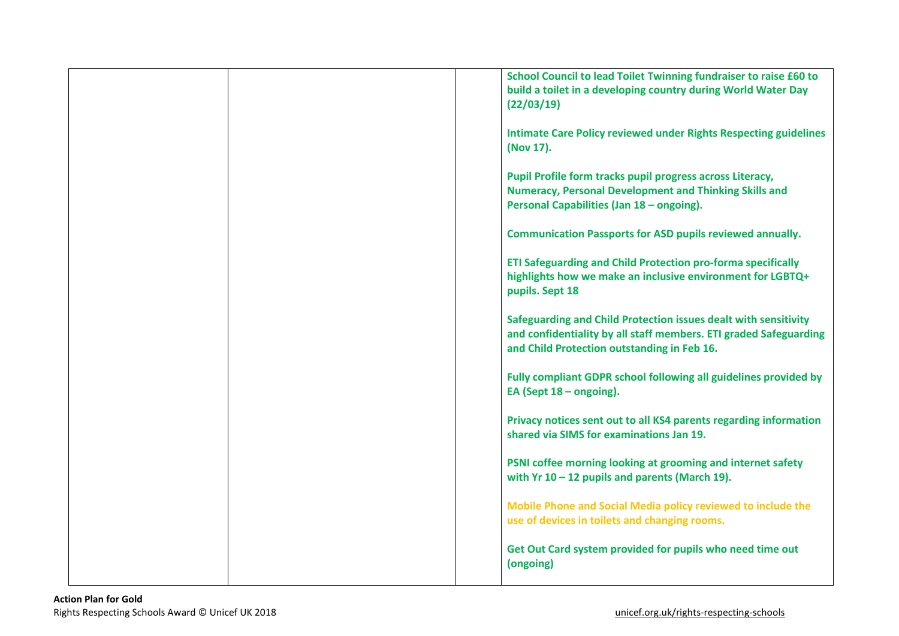| | | | |
|---|---|---|---|
| | | | **School Council to lead Toilet Twinning fundraiser to raise £60 to build a toilet in a developing country during World Water Day (22/03/19)**<br><br>**Intimate Care Policy reviewed under Rights Respecting guidelines (Nov 17).**<br><br>**Pupil Profile form tracks pupil progress across Literacy, Numeracy, Personal Development and Thinking Skills and Personal Capabilities (Jan 18 – ongoing).**<br><br>**Communication Passports for ASD pupils reviewed annually.**<br><br>**ETI Safeguarding and Child Protection pro-forma specifically highlights how we make an inclusive environment for LGBTQ+ pupils. Sept 18**<br><br>**Safeguarding and Child Protection issues dealt with sensitivity and confidentiality by all staff members. ETI graded Safeguarding and Child Protection outstanding in Feb 16.**<br><br>**Fully compliant GDPR school following all guidelines provided by EA (Sept 18 – ongoing).**<br><br>**Privacy notices sent out to all KS4 parents regarding information shared via SIMS for examinations Jan 19.**<br><br>**PSNI coffee morning looking at grooming and internet safety with Yr 10 – 12 pupils and parents (March 19).**<br><br>**Mobile Phone and Social Media policy reviewed to include the use of devices in toilets and changing rooms.**<br><br>**Get Out Card system provided for pupils who need time out (ongoing)** |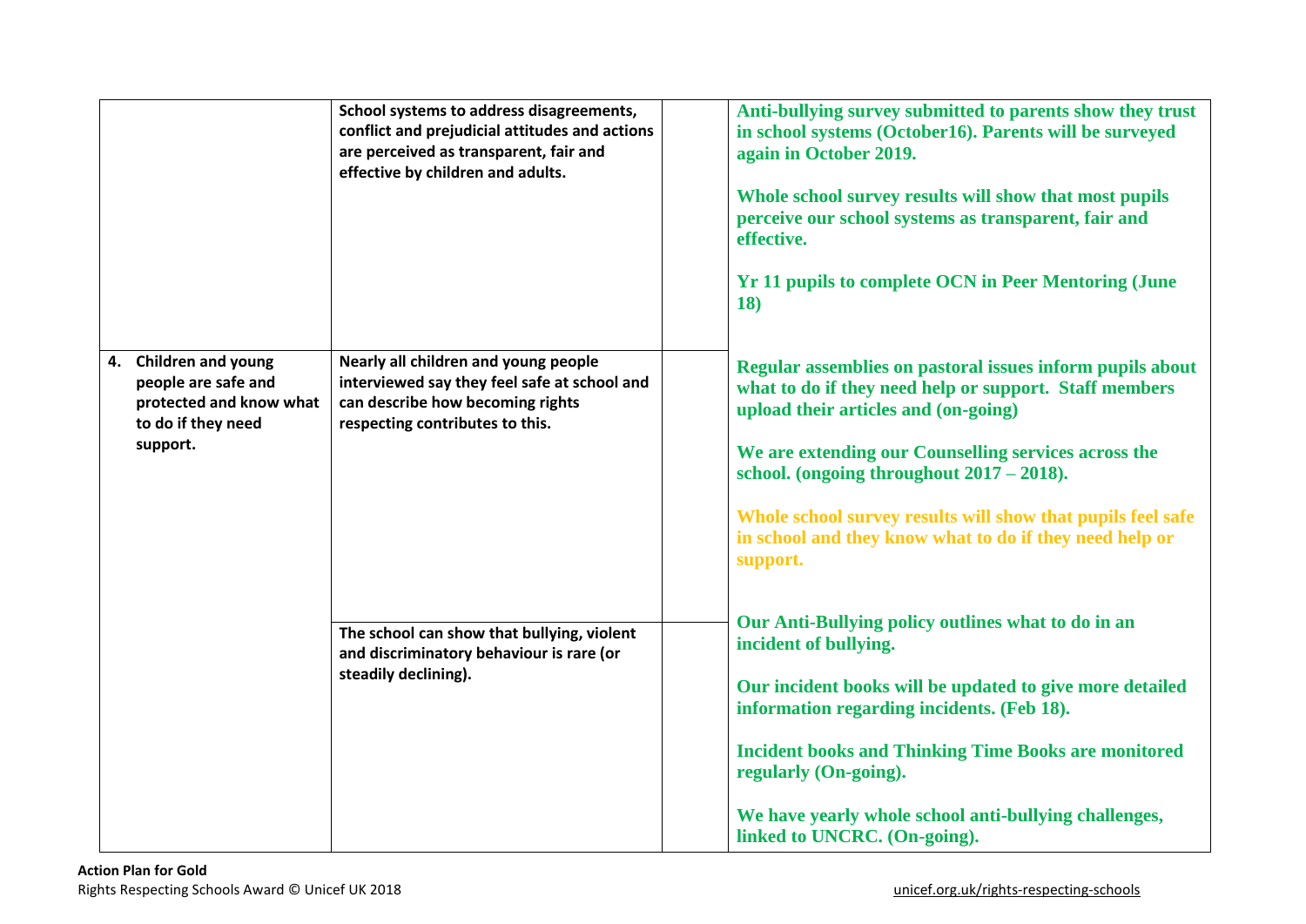| | | | |
|---|---|---|---|
| | School systems to address disagreements, conflict and prejudicial attitudes and actions are perceived as transparent, fair and effective by children and adults. | | Anti-bullying survey submitted to parents show they trust in school systems (October16). Parents will be surveyed again in October 2019.<br><br>Whole school survey results will show that most pupils perceive our school systems as transparent, fair and effective.<br><br>Yr 11 pupils to complete OCN in Peer Mentoring (June 18) |
| 4. Children and young people are safe and protected and know what to do if they need support. | Nearly all children and young people interviewed say they feel safe at school and can describe how becoming rights respecting contributes to this. | | Regular assemblies on pastoral issues inform pupils about what to do if they need help or support. Staff members upload their articles and (on-going)<br><br>We are extending our Counselling services across the school. (ongoing throughout 2017 – 2018).<br><br>Whole school survey results will show that pupils feel safe in school and they know what to do if they need help or support. |
| | The school can show that bullying, violent and discriminatory behaviour is rare (or steadily declining). | | Our Anti-Bullying policy outlines what to do in an incident of bullying.<br><br>Our incident books will be updated to give more detailed information regarding incidents. (Feb 18).<br><br>Incident books and Thinking Time Books are monitored regularly (On-going).<br><br>We have yearly whole school anti-bullying challenges, linked to UNCRC. (On-going). |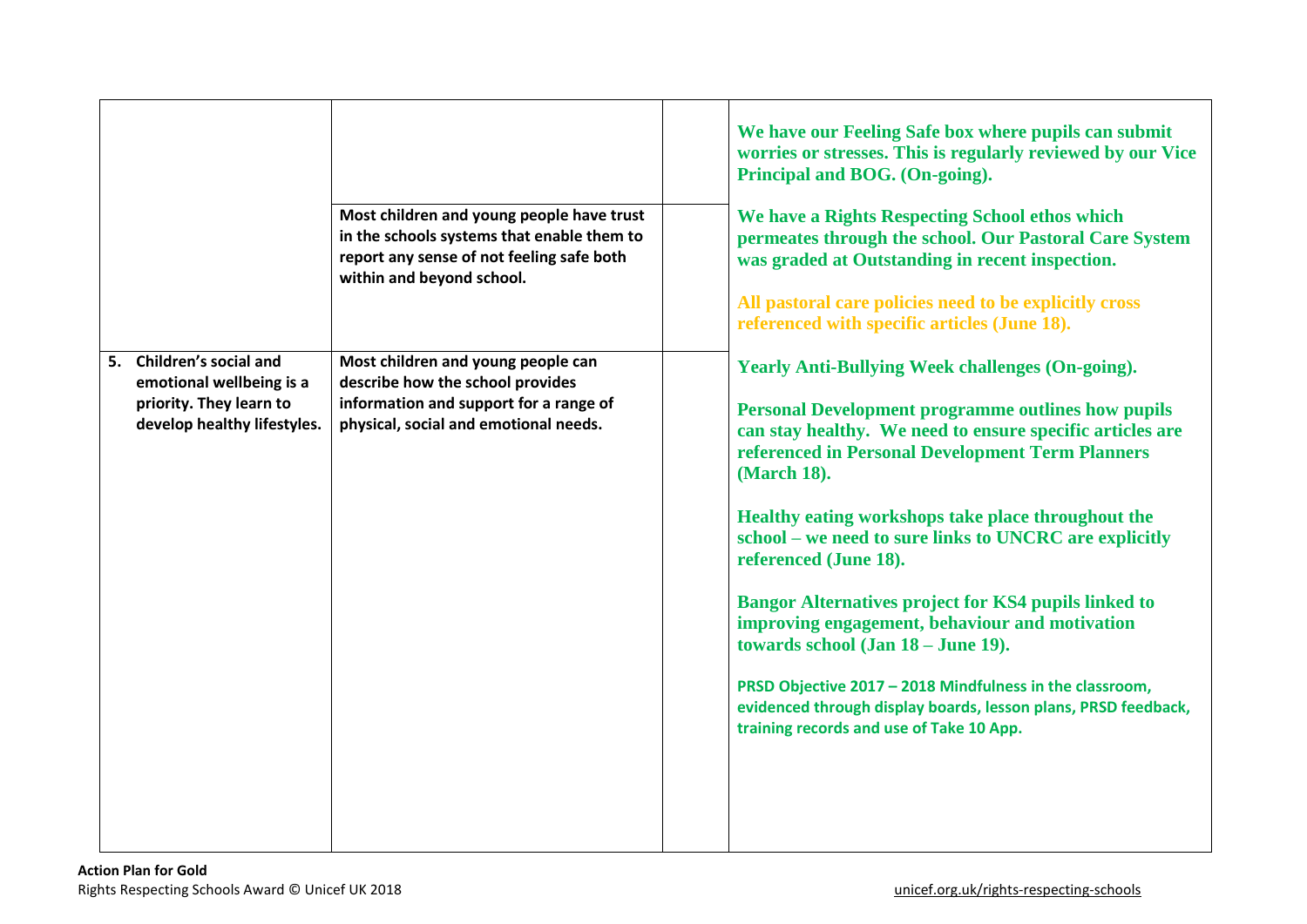| | | | |
|---|---|---|---|
| | Most children and young people have trust in the schools systems that enable them to report any sense of not feeling safe both within and beyond school. | | We have our Feeling Safe box where pupils can submit worries or stresses. This is regularly reviewed by our Vice Principal and BOG. (On-going).<br><br>We have a Rights Respecting School ethos which permeates through the school. Our Pastoral Care System was graded at Outstanding in recent inspection.<br><br>All pastoral care policies need to be explicitly cross referenced with specific articles (June 18). |
| **5. Children's social and emotional wellbeing is a priority. They learn to develop healthy lifestyles.** | Most children and young people can describe how the school provides information and support for a range of physical, social and emotional needs. | | Yearly Anti-Bullying Week challenges (On-going).<br><br>Personal Development programme outlines how pupils can stay healthy. We need to ensure specific articles are referenced in Personal Development Term Planners (March 18).<br><br>Healthy eating workshops take place throughout the school – we need to sure links to UNCRC are explicitly referenced (June 18).<br><br>Bangor Alternatives project for KS4 pupils linked to improving engagement, behaviour and motivation towards school (Jan 18 – June 19).<br><br>PRSD Objective 2017 – 2018 Mindfulness in the classroom, evidenced through display boards, lesson plans, PRSD feedback, training records and use of Take 10 App. |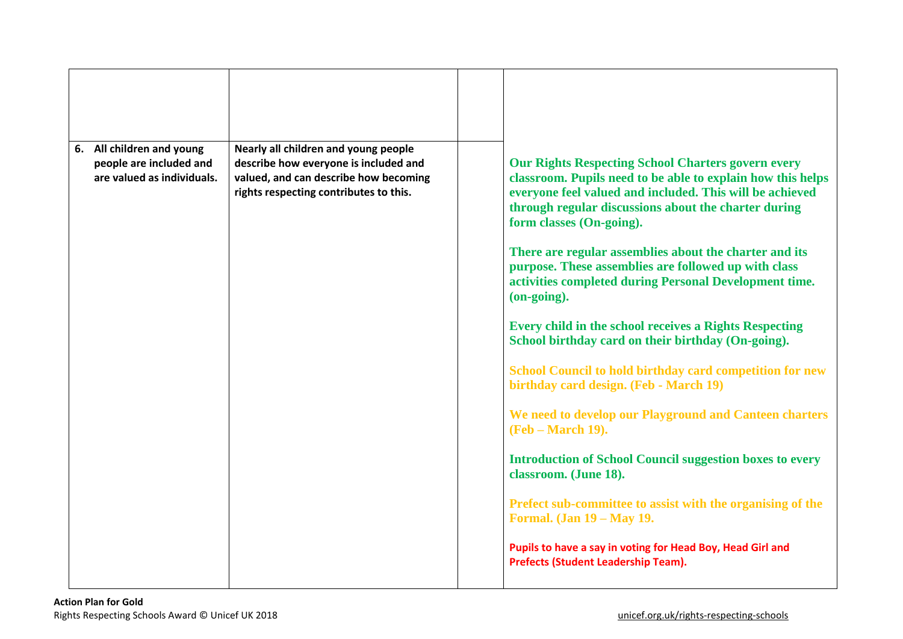| | | | |
|---|---|---|---|
| | | | |
| 6. **All children and young people are included and are valued as individuals.** | **Nearly all children and young people describe how everyone is included and valued, and can describe how becoming rights respecting contributes to this.** | | **Our Rights Respecting School Charters govern every classroom. Pupils need to be able to explain how this helps everyone feel valued and included. This will be achieved through regular discussions about the charter during form classes (On-going).**<br><br>**There are regular assemblies about the charter and its purpose. These assemblies are followed up with class activities completed during Personal Development time. (on-going).**<br><br>**Every child in the school receives a Rights Respecting School birthday card on their birthday (On-going).**<br><br>**School Council to hold birthday card competition for new birthday card design. (Feb - March 19)**<br><br>**We need to develop our Playground and Canteen charters (Feb – March 19).**<br><br>**Introduction of School Council suggestion boxes to every classroom. (June 18).**<br><br>**Prefect sub-committee to assist with the organising of the Formal. (Jan 19 – May 19.**<br><br>**Pupils to have a say in voting for Head Boy, Head Girl and Prefects (Student Leadership Team).** |

**Action Plan for Gold**
Rights Respecting Schools Award © Unicef UK 2018

unicef.org.uk/rights-respecting-schools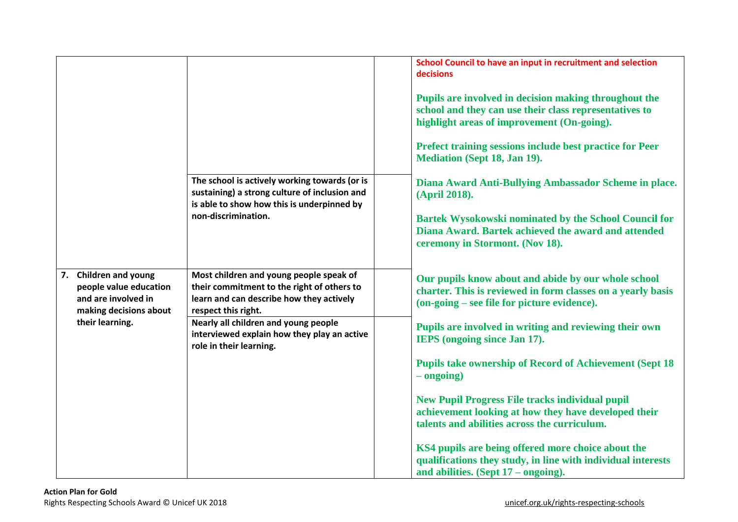| | | | |
|---|---|---|---|
| | | | **School Council to have an input in recruitment and selection decisions**<br><br>**Pupils are involved in decision making throughout the school and they can use their class representatives to highlight areas of improvement (On-going).**<br><br>**Prefect training sessions include best practice for Peer Mediation (Sept 18, Jan 19).** |
| | **The school is actively working towards (or is sustaining) a strong culture of inclusion and is able to show how this is underpinned by non-discrimination.** | | **Diana Award Anti-Bullying Ambassador Scheme in place. (April 2018).**<br><br>**Bartek Wysokowski nominated by the School Council for Diana Award. Bartek achieved the award and attended ceremony in Stormont. (Nov 18).** |
| **7. Children and young people value education and are involved in making decisions about their learning.** | **Most children and young people speak of their commitment to the right of others to learn and can describe how they actively respect this right.** | | **Our pupils know about and abide by our whole school charter. This is reviewed in form classes on a yearly basis (on-going – see file for picture evidence).** |
| | **Nearly all children and young people interviewed explain how they play an active role in their learning.** | | **Pupils are involved in writing and reviewing their own IEPS (ongoing since Jan 17).**<br><br>**Pupils take ownership of Record of Achievement (Sept 18 – ongoing)**<br><br>**New Pupil Progress File tracks individual pupil achievement looking at how they have developed their talents and abilities across the curriculum.**<br><br>**KS4 pupils are being offered more choice about the qualifications they study, in line with individual interests and abilities. (Sept 17 – ongoing).** |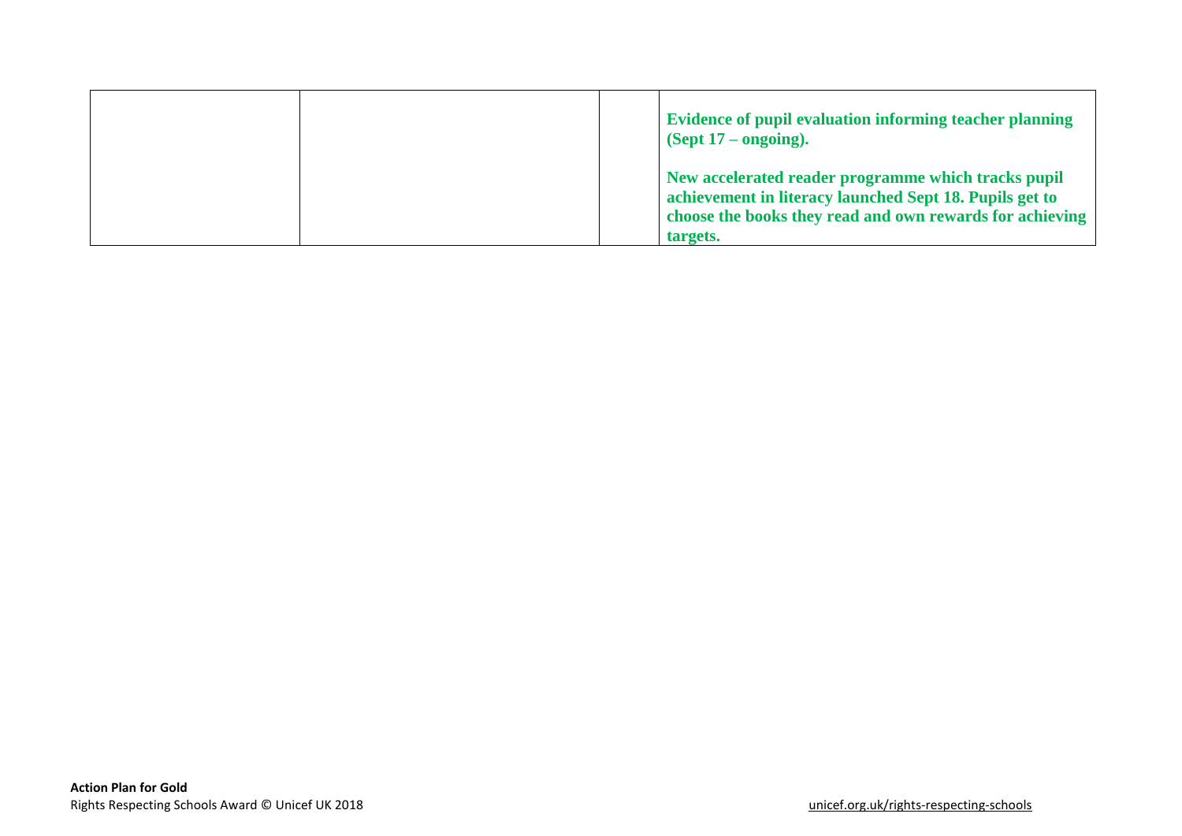|  |  |  | **Evidence of pupil evaluation informing teacher planning (Sept 17 – ongoing).**<br><br>**New accelerated reader programme which tracks pupil achievement in literacy launched Sept 18. Pupils get to choose the books they read and own rewards for achieving targets.** |
|---|---|---|---|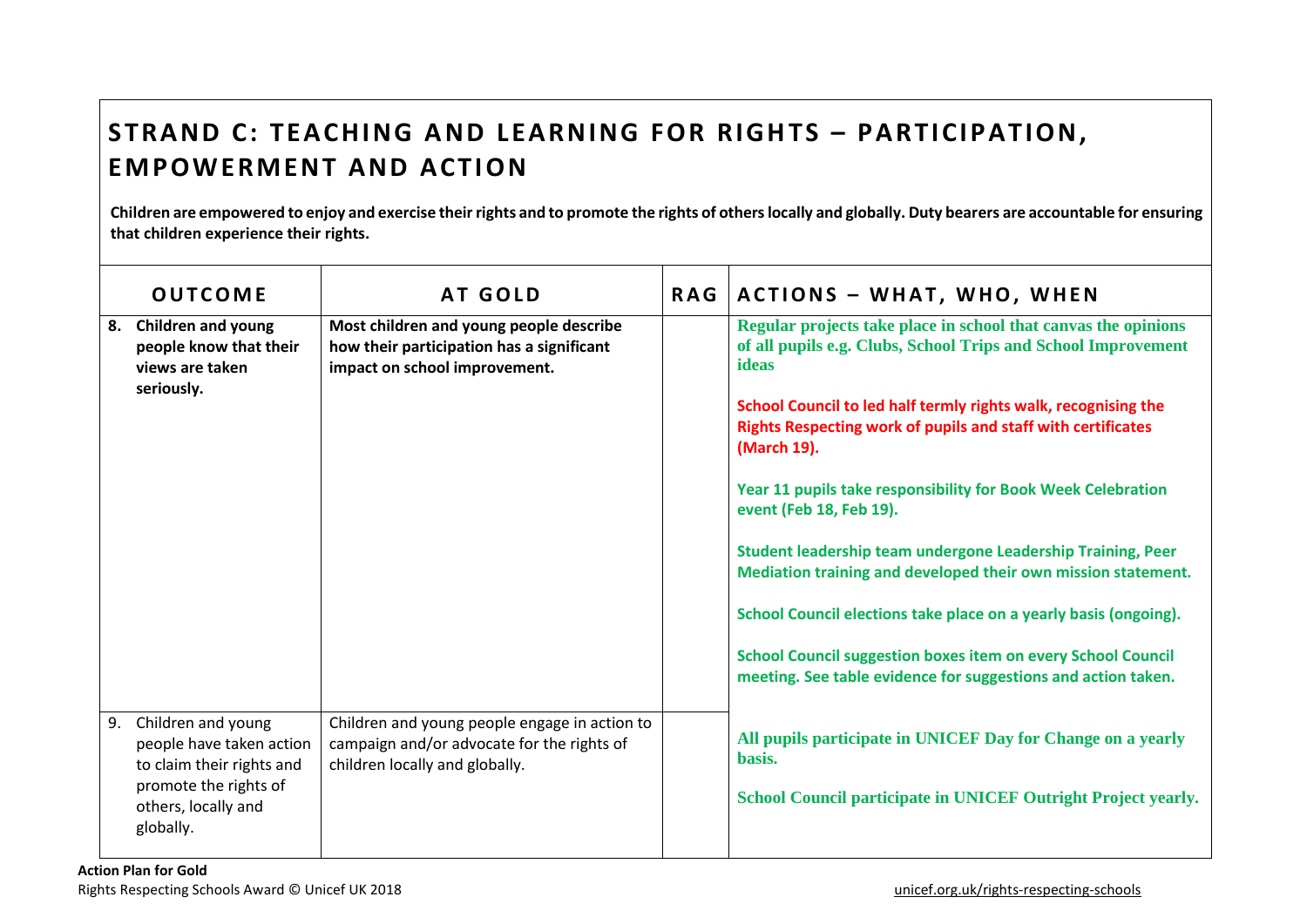## STRAND C: TEACHING AND LEARNING FOR RIGHTS – PARTICIPATION, EMPOWERMENT AND ACTION

**Children are empowered to enjoy and exercise their rights and to promote the rights of others locally and globally. Duty bearers are accountable for ensuring that children experience their rights.**

| OUTCOME | AT GOLD | RAG | ACTIONS – WHAT, WHO, WHEN |
|---|---|---|---|
| **8. Children and young people know that their views are taken seriously.** | **Most children and young people describe how their participation has a significant impact on school improvement.** | | **Regular projects take place in school that canvas the opinions of all pupils e.g. Clubs, School Trips and School Improvement ideas**<br><br>**School Council to led half termly rights walk, recognising the Rights Respecting work of pupils and staff with certificates (March 19).**<br><br>**Year 11 pupils take responsibility for Book Week Celebration event (Feb 18, Feb 19).**<br><br>**Student leadership team undergone Leadership Training, Peer Mediation training and developed their own mission statement.**<br><br>**School Council elections take place on a yearly basis (ongoing).**<br><br>**School Council suggestion boxes item on every School Council meeting. See table evidence for suggestions and action taken.** |
| 9. Children and young people have taken action to claim their rights and promote the rights of others, locally and globally. | Children and young people engage in action to campaign and/or advocate for the rights of children locally and globally. | | **All pupils participate in UNICEF Day for Change on a yearly basis.**<br><br>**School Council participate in UNICEF Outright Project yearly.** |

**Action Plan for Gold**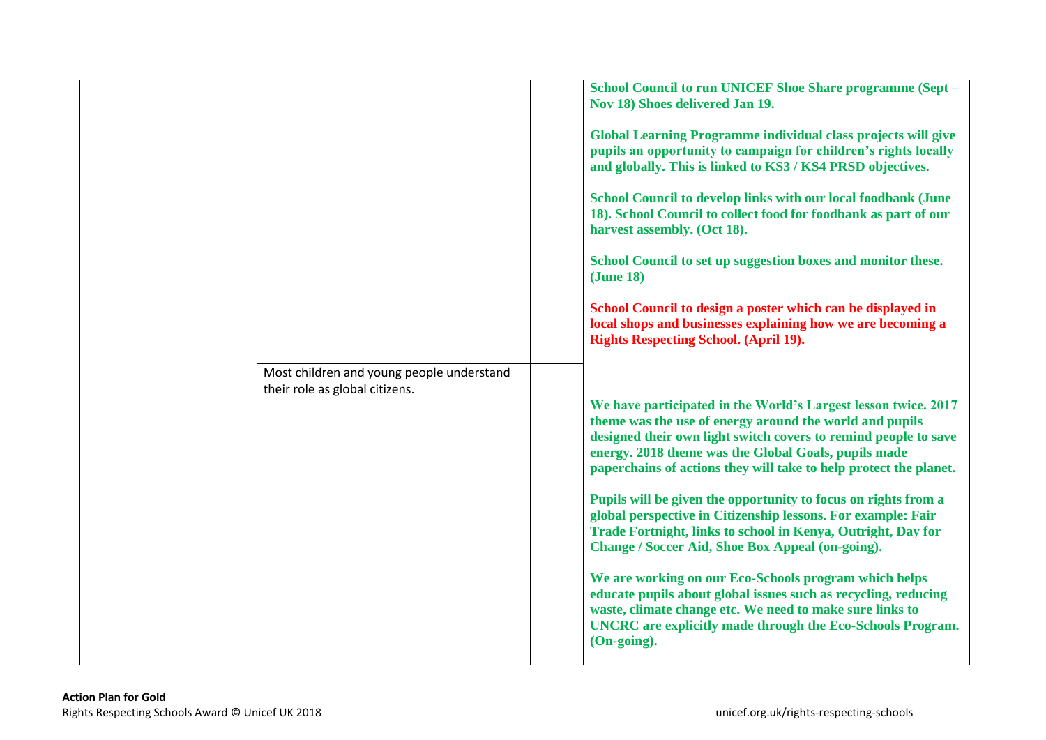| | | | |
|---|---|---|---|
| | | | **School Council to run UNICEF Shoe Share programme (Sept – Nov 18) Shoes delivered Jan 19.**<br><br>**Global Learning Programme individual class projects will give pupils an opportunity to campaign for children's rights locally and globally. This is linked to KS3 / KS4 PRSD objectives.**<br><br>**School Council to develop links with our local foodbank (June 18). School Council to collect food for foodbank as part of our harvest assembly. (Oct 18).**<br><br>**School Council to set up suggestion boxes and monitor these. (June 18)**<br><br>**School Council to design a poster which can be displayed in local shops and businesses explaining how we are becoming a Rights Respecting School. (April 19).** |
| | Most children and young people understand their role as global citizens. | | **We have participated in the World's Largest lesson twice. 2017 theme was the use of energy around the world and pupils designed their own light switch covers to remind people to save energy. 2018 theme was the Global Goals, pupils made paperchains of actions they will take to help protect the planet.**<br><br>**Pupils will be given the opportunity to focus on rights from a global perspective in Citizenship lessons. For example: Fair Trade Fortnight, links to school in Kenya, Outright, Day for Change / Soccer Aid, Shoe Box Appeal (on-going).**<br><br>**We are working on our Eco-Schools program which helps educate pupils about global issues such as recycling, reducing waste, climate change etc. We need to make sure links to UNCRC are explicitly made through the Eco-Schools Program. (On-going).** |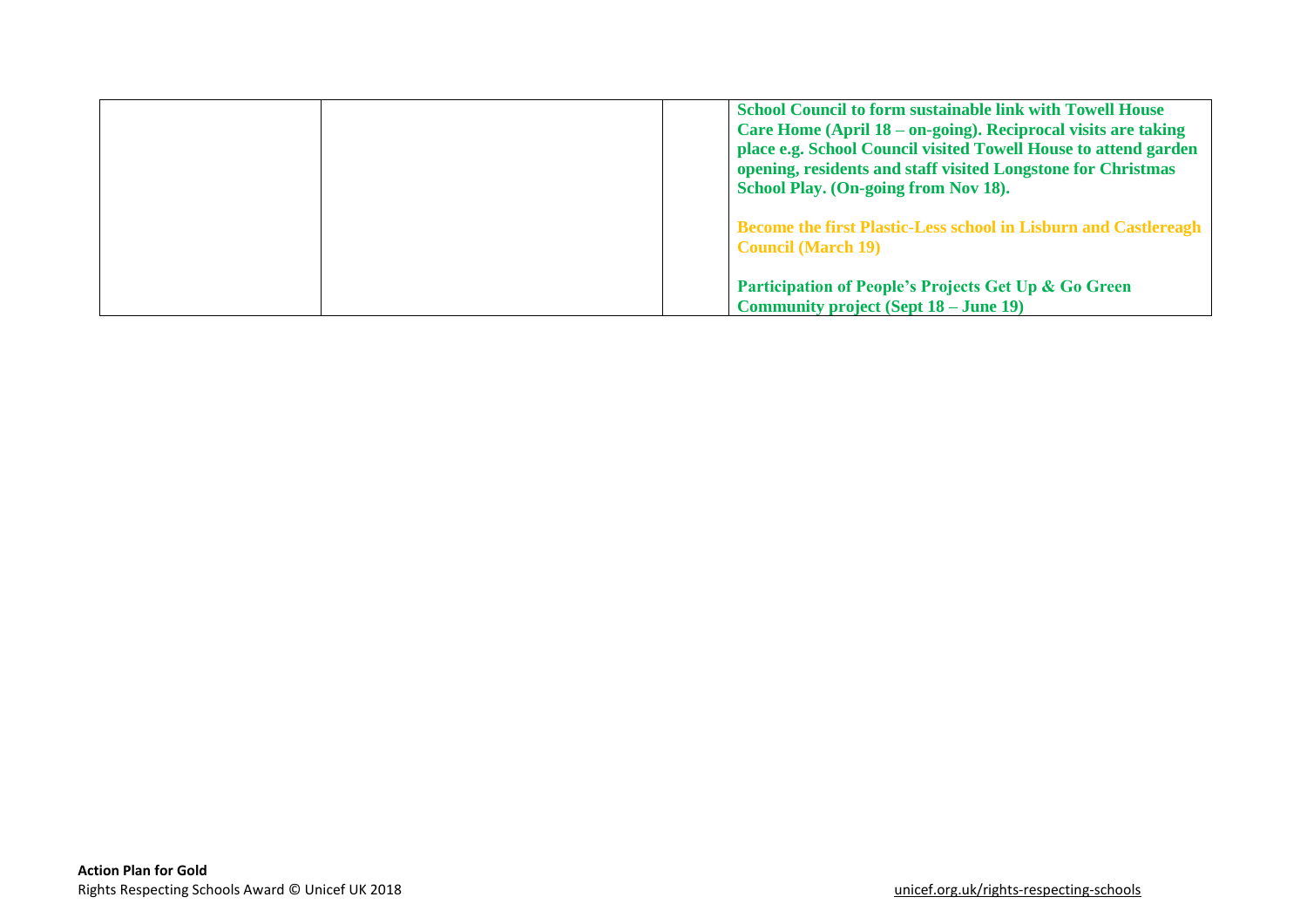| | | | |
|---|---|---|---|
| | | | **School Council to form sustainable link with Towell House Care Home (April 18 – on-going). Reciprocal visits are taking place e.g. School Council visited Towell House to attend garden opening, residents and staff visited Longstone for Christmas School Play. (On-going from Nov 18).**<br><br>**Become the first Plastic-Less school in Lisburn and Castlereagh Council (March 19)**<br><br>**Participation of People's Projects Get Up & Go Green Community project (Sept 18 – June 19)** |